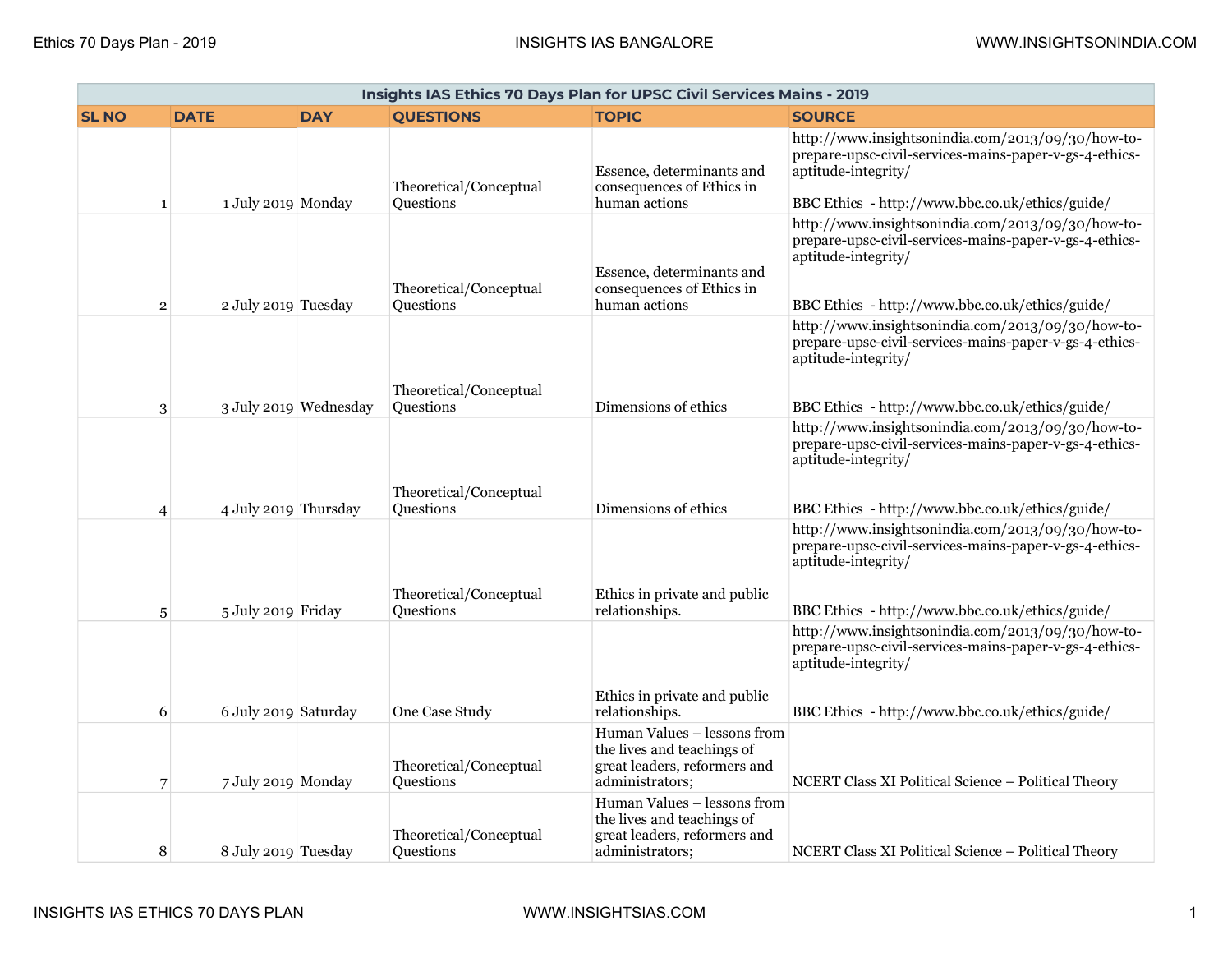| Insights IAS Ethics 70 Days Plan for UPSC Civil Services Mains - 2019 | | | | | |
|---|---|---|---|---|---|
| **SL NO** | **DATE** | **DAY** | **QUESTIONS** | **TOPIC** | **SOURCE** |
| 1 | 1 July 2019 | Monday | Theoretical/Conceptual Questions | Essence, determinants and consequences of Ethics in human actions | http://www.insightsonindia.com/2013/09/30/how-to-prepare-upsc-civil-services-mains-paper-v-gs-4-ethics-aptitude-integrity/ <br><br> BBC Ethics - http://www.bbc.co.uk/ethics/guide/ |
| 2 | 2 July 2019 | Tuesday | Theoretical/Conceptual Questions | Essence, determinants and consequences of Ethics in human actions | http://www.insightsonindia.com/2013/09/30/how-to-prepare-upsc-civil-services-mains-paper-v-gs-4-ethics-aptitude-integrity/ <br><br> BBC Ethics - http://www.bbc.co.uk/ethics/guide/ |
| 3 | 3 July 2019 | Wednesday | Theoretical/Conceptual Questions | Dimensions of ethics | http://www.insightsonindia.com/2013/09/30/how-to-prepare-upsc-civil-services-mains-paper-v-gs-4-ethics-aptitude-integrity/ <br><br> BBC Ethics - http://www.bbc.co.uk/ethics/guide/ |
| 4 | 4 July 2019 | Thursday | Theoretical/Conceptual Questions | Dimensions of ethics | http://www.insightsonindia.com/2013/09/30/how-to-prepare-upsc-civil-services-mains-paper-v-gs-4-ethics-aptitude-integrity/ <br><br> BBC Ethics - http://www.bbc.co.uk/ethics/guide/ |
| 5 | 5 July 2019 | Friday | Theoretical/Conceptual Questions | Ethics in private and public relationships. | http://www.insightsonindia.com/2013/09/30/how-to-prepare-upsc-civil-services-mains-paper-v-gs-4-ethics-aptitude-integrity/ <br><br> BBC Ethics - http://www.bbc.co.uk/ethics/guide/ |
| 6 | 6 July 2019 | Saturday | One Case Study | Ethics in private and public relationships. | http://www.insightsonindia.com/2013/09/30/how-to-prepare-upsc-civil-services-mains-paper-v-gs-4-ethics-aptitude-integrity/ <br><br> BBC Ethics - http://www.bbc.co.uk/ethics/guide/ |
| 7 | 7 July 2019 | Monday | Theoretical/Conceptual Questions | Human Values – lessons from the lives and teachings of great leaders, reformers and administrators; | NCERT Class XI Political Science – Political Theory |
| 8 | 8 July 2019 | Tuesday | Theoretical/Conceptual Questions | Human Values – lessons from the lives and teachings of great leaders, reformers and administrators; | NCERT Class XI Political Science – Political Theory |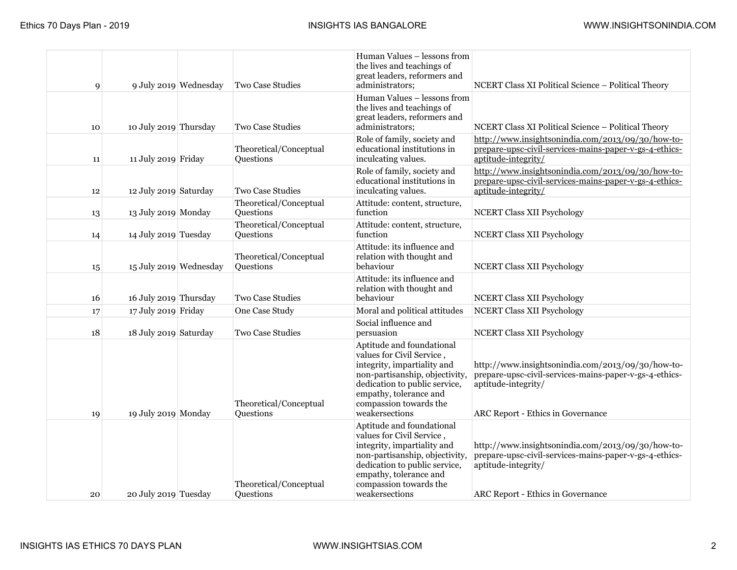| | | | | | |
|---|---|---|---|---|---|
| 9 | 9 July 2019 | Wednesday | Two Case Studies | Human Values – lessons from the lives and teachings of great leaders, reformers and administrators; | NCERT Class XI Political Science – Political Theory |
| 10 | 10 July 2019 | Thursday | Two Case Studies | Human Values – lessons from the lives and teachings of great leaders, reformers and administrators; | NCERT Class XI Political Science – Political Theory |
| 11 | 11 July 2019 | Friday | Theoretical/Conceptual Questions | Role of family, society and educational institutions in inculcating values. | http://www.insightsonindia.com/2013/09/30/how-to-prepare-upsc-civil-services-mains-paper-v-gs-4-ethics-aptitude-integrity/ |
| 12 | 12 July 2019 | Saturday | Two Case Studies | Role of family, society and educational institutions in inculcating values. | http://www.insightsonindia.com/2013/09/30/how-to-prepare-upsc-civil-services-mains-paper-v-gs-4-ethics-aptitude-integrity/ |
| 13 | 13 July 2019 | Monday | Theoretical/Conceptual Questions | Attitude: content, structure, function | NCERT Class XII Psychology |
| 14 | 14 July 2019 | Tuesday | Theoretical/Conceptual Questions | Attitude: content, structure, function | NCERT Class XII Psychology |
| 15 | 15 July 2019 | Wednesday | Theoretical/Conceptual Questions | Attitude: its influence and relation with thought and behaviour | NCERT Class XII Psychology |
| 16 | 16 July 2019 | Thursday | Two Case Studies | Attitude: its influence and relation with thought and behaviour | NCERT Class XII Psychology |
| 17 | 17 July 2019 | Friday | One Case Study | Moral and political attitudes | NCERT Class XII Psychology |
| 18 | 18 July 2019 | Saturday | Two Case Studies | Social influence and persuasion | NCERT Class XII Psychology |
| 19 | 19 July 2019 | Monday | Theoretical/Conceptual Questions | Aptitude and foundational values for Civil Service , integrity, impartiality and non-partisanship, objectivity, dedication to public service, empathy, tolerance and compassion towards the weakersections | http://www.insightsonindia.com/2013/09/30/how-to-prepare-upsc-civil-services-mains-paper-v-gs-4-ethics-aptitude-integrity/ ARC Report - Ethics in Governance |
| 20 | 20 July 2019 | Tuesday | Theoretical/Conceptual Questions | Aptitude and foundational values for Civil Service , integrity, impartiality and non-partisanship, objectivity, dedication to public service, empathy, tolerance and compassion towards the weakersections | http://www.insightsonindia.com/2013/09/30/how-to-prepare-upsc-civil-services-mains-paper-v-gs-4-ethics-aptitude-integrity/ ARC Report - Ethics in Governance |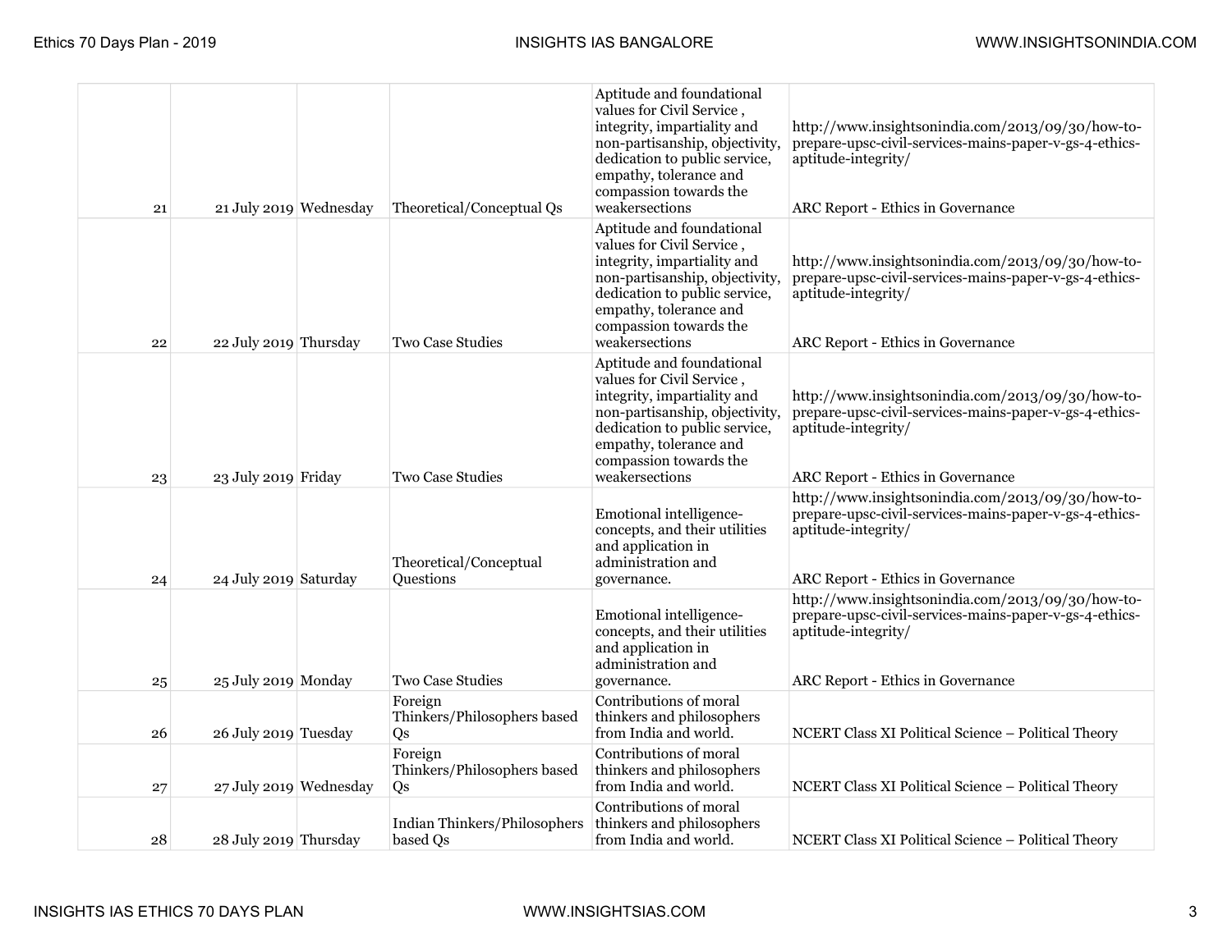| | | | | | |
|---|---|---|---|---|---|
| 21 | 21 July 2019 | Wednesday | Theoretical/Conceptual Qs | Aptitude and foundational values for Civil Service , integrity, impartiality and non-partisanship, objectivity, dedication to public service, empathy, tolerance and compassion towards the weakersections | http://www.insightsonindia.com/2013/09/30/how-to-prepare-upsc-civil-services-mains-paper-v-gs-4-ethics-aptitude-integrity/ ARC Report - Ethics in Governance |
| 22 | 22 July 2019 | Thursday | Two Case Studies | Aptitude and foundational values for Civil Service , integrity, impartiality and non-partisanship, objectivity, dedication to public service, empathy, tolerance and compassion towards the weakersections | http://www.insightsonindia.com/2013/09/30/how-to-prepare-upsc-civil-services-mains-paper-v-gs-4-ethics-aptitude-integrity/ ARC Report - Ethics in Governance |
| 23 | 23 July 2019 | Friday | Two Case Studies | Aptitude and foundational values for Civil Service , integrity, impartiality and non-partisanship, objectivity, dedication to public service, empathy, tolerance and compassion towards the weakersections | http://www.insightsonindia.com/2013/09/30/how-to-prepare-upsc-civil-services-mains-paper-v-gs-4-ethics-aptitude-integrity/ ARC Report - Ethics in Governance |
| 24 | 24 July 2019 | Saturday | Theoretical/Conceptual Questions | Emotional intelligence-concepts, and their utilities and application in administration and governance. | http://www.insightsonindia.com/2013/09/30/how-to-prepare-upsc-civil-services-mains-paper-v-gs-4-ethics-aptitude-integrity/ ARC Report - Ethics in Governance |
| 25 | 25 July 2019 | Monday | Two Case Studies | Emotional intelligence-concepts, and their utilities and application in administration and governance. | http://www.insightsonindia.com/2013/09/30/how-to-prepare-upsc-civil-services-mains-paper-v-gs-4-ethics-aptitude-integrity/ ARC Report - Ethics in Governance |
| 26 | 26 July 2019 | Tuesday | Foreign Thinkers/Philosophers based Qs | Contributions of moral thinkers and philosophers from India and world. | NCERT Class XI Political Science – Political Theory |
| 27 | 27 July 2019 | Wednesday | Foreign Thinkers/Philosophers based Qs | Contributions of moral thinkers and philosophers from India and world. | NCERT Class XI Political Science – Political Theory |
| 28 | 28 July 2019 | Thursday | Indian Thinkers/Philosophers based Qs | Contributions of moral thinkers and philosophers from India and world. | NCERT Class XI Political Science – Political Theory |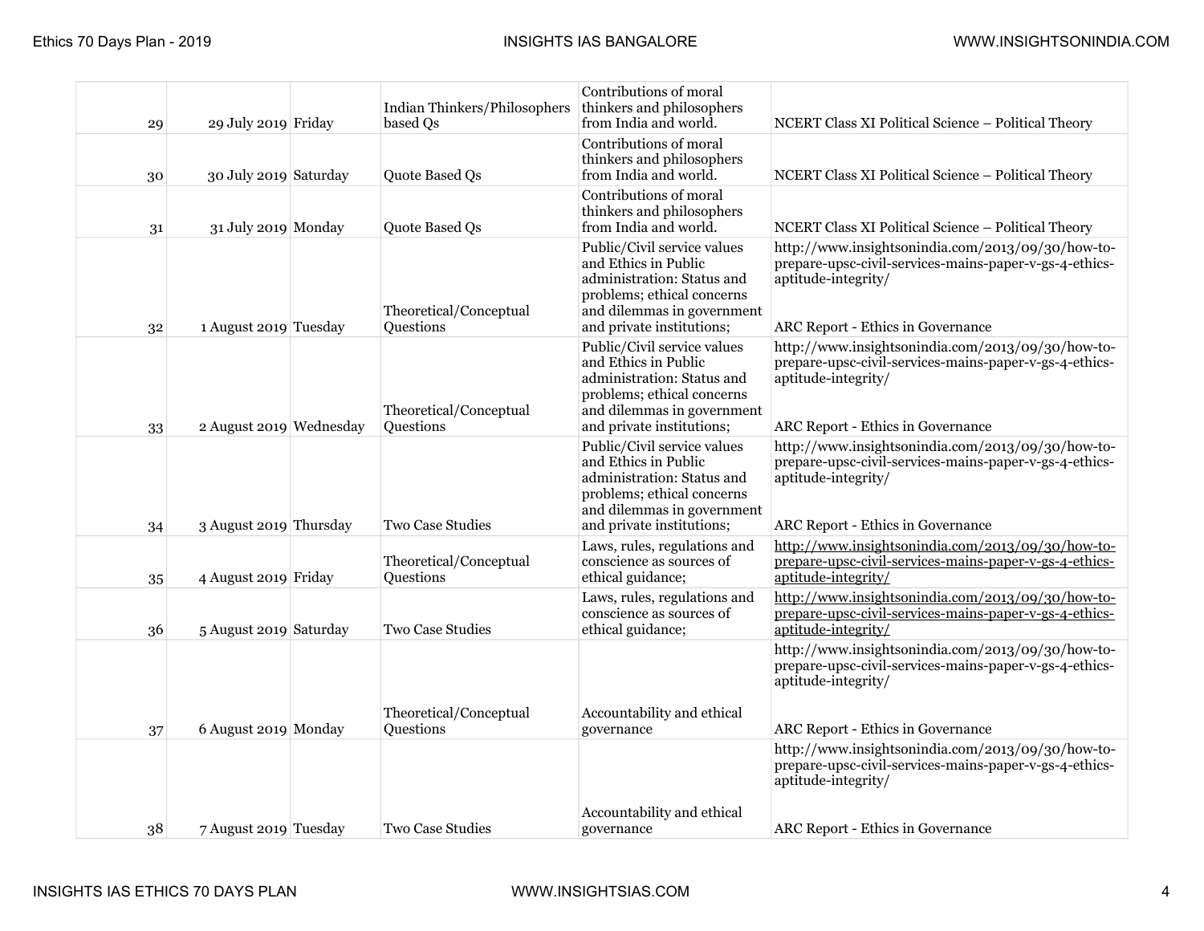| | | | | | |
|---|---|---|---|---|---|
| 29 | 29 July 2019 | Friday | Indian Thinkers/Philosophers based Qs | Contributions of moral thinkers and philosophers from India and world. | NCERT Class XI Political Science – Political Theory |
| 30 | 30 July 2019 | Saturday | Quote Based Qs | Contributions of moral thinkers and philosophers from India and world. | NCERT Class XI Political Science – Political Theory |
| 31 | 31 July 2019 | Monday | Quote Based Qs | Contributions of moral thinkers and philosophers from India and world. | NCERT Class XI Political Science – Political Theory |
| 32 | 1 August 2019 | Tuesday | Theoretical/Conceptual Questions | Public/Civil service values and Ethics in Public administration: Status and problems; ethical concerns and dilemmas in government and private institutions; | http://www.insightsonindia.com/2013/09/30/how-to-prepare-upsc-civil-services-mains-paper-v-gs-4-ethics-aptitude-integrity/ ARC Report - Ethics in Governance |
| 33 | 2 August 2019 | Wednesday | Theoretical/Conceptual Questions | Public/Civil service values and Ethics in Public administration: Status and problems; ethical concerns and dilemmas in government and private institutions; | http://www.insightsonindia.com/2013/09/30/how-to-prepare-upsc-civil-services-mains-paper-v-gs-4-ethics-aptitude-integrity/ ARC Report - Ethics in Governance |
| 34 | 3 August 2019 | Thursday | Two Case Studies | Public/Civil service values and Ethics in Public administration: Status and problems; ethical concerns and dilemmas in government and private institutions; | http://www.insightsonindia.com/2013/09/30/how-to-prepare-upsc-civil-services-mains-paper-v-gs-4-ethics-aptitude-integrity/ ARC Report - Ethics in Governance |
| 35 | 4 August 2019 | Friday | Theoretical/Conceptual Questions | Laws, rules, regulations and conscience as sources of ethical guidance; | http://www.insightsonindia.com/2013/09/30/how-to-prepare-upsc-civil-services-mains-paper-v-gs-4-ethics-aptitude-integrity/ |
| 36 | 5 August 2019 | Saturday | Two Case Studies | Laws, rules, regulations and conscience as sources of ethical guidance; | http://www.insightsonindia.com/2013/09/30/how-to-prepare-upsc-civil-services-mains-paper-v-gs-4-ethics-aptitude-integrity/ |
| 37 | 6 August 2019 | Monday | Theoretical/Conceptual Questions | Accountability and ethical governance | http://www.insightsonindia.com/2013/09/30/how-to-prepare-upsc-civil-services-mains-paper-v-gs-4-ethics-aptitude-integrity/ ARC Report - Ethics in Governance |
| 38 | 7 August 2019 | Tuesday | Two Case Studies | Accountability and ethical governance | http://www.insightsonindia.com/2013/09/30/how-to-prepare-upsc-civil-services-mains-paper-v-gs-4-ethics-aptitude-integrity/ ARC Report - Ethics in Governance |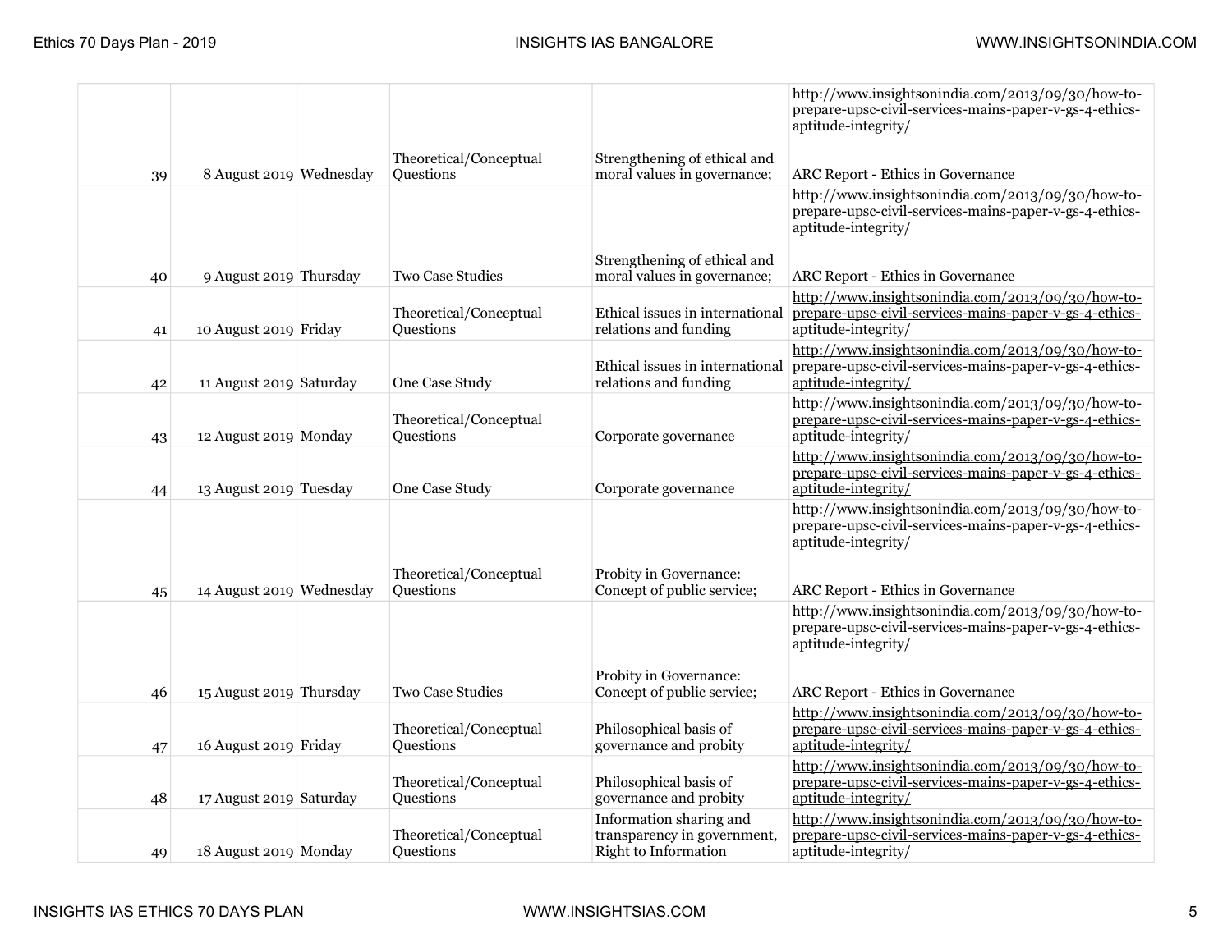| | | | | | |
|---|---|---|---|---|---|
| 39 | 8 August 2019 | Wednesday | Theoretical/Conceptual Questions | Strengthening of ethical and moral values in governance; | http://www.insightsonindia.com/2013/09/30/how-to-prepare-upsc-civil-services-mains-paper-v-gs-4-ethics-aptitude-integrity/ ARC Report - Ethics in Governance |
| 40 | 9 August 2019 | Thursday | Two Case Studies | Strengthening of ethical and moral values in governance; | http://www.insightsonindia.com/2013/09/30/how-to-prepare-upsc-civil-services-mains-paper-v-gs-4-ethics-aptitude-integrity/ ARC Report - Ethics in Governance |
| 41 | 10 August 2019 | Friday | Theoretical/Conceptual Questions | Ethical issues in international relations and funding | http://www.insightsonindia.com/2013/09/30/how-to-prepare-upsc-civil-services-mains-paper-v-gs-4-ethics-aptitude-integrity/ |
| 42 | 11 August 2019 | Saturday | One Case Study | Ethical issues in international relations and funding | http://www.insightsonindia.com/2013/09/30/how-to-prepare-upsc-civil-services-mains-paper-v-gs-4-ethics-aptitude-integrity/ |
| 43 | 12 August 2019 | Monday | Theoretical/Conceptual Questions | Corporate governance | http://www.insightsonindia.com/2013/09/30/how-to-prepare-upsc-civil-services-mains-paper-v-gs-4-ethics-aptitude-integrity/ |
| 44 | 13 August 2019 | Tuesday | One Case Study | Corporate governance | http://www.insightsonindia.com/2013/09/30/how-to-prepare-upsc-civil-services-mains-paper-v-gs-4-ethics-aptitude-integrity/ |
| 45 | 14 August 2019 | Wednesday | Theoretical/Conceptual Questions | Probity in Governance: Concept of public service; | http://www.insightsonindia.com/2013/09/30/how-to-prepare-upsc-civil-services-mains-paper-v-gs-4-ethics-aptitude-integrity/ ARC Report - Ethics in Governance |
| 46 | 15 August 2019 | Thursday | Two Case Studies | Probity in Governance: Concept of public service; | http://www.insightsonindia.com/2013/09/30/how-to-prepare-upsc-civil-services-mains-paper-v-gs-4-ethics-aptitude-integrity/ ARC Report - Ethics in Governance |
| 47 | 16 August 2019 | Friday | Theoretical/Conceptual Questions | Philosophical basis of governance and probity | http://www.insightsonindia.com/2013/09/30/how-to-prepare-upsc-civil-services-mains-paper-v-gs-4-ethics-aptitude-integrity/ |
| 48 | 17 August 2019 | Saturday | Theoretical/Conceptual Questions | Philosophical basis of governance and probity | http://www.insightsonindia.com/2013/09/30/how-to-prepare-upsc-civil-services-mains-paper-v-gs-4-ethics-aptitude-integrity/ |
| 49 | 18 August 2019 | Monday | Theoretical/Conceptual Questions | Information sharing and transparency in government, Right to Information | http://www.insightsonindia.com/2013/09/30/how-to-prepare-upsc-civil-services-mains-paper-v-gs-4-ethics-aptitude-integrity/ |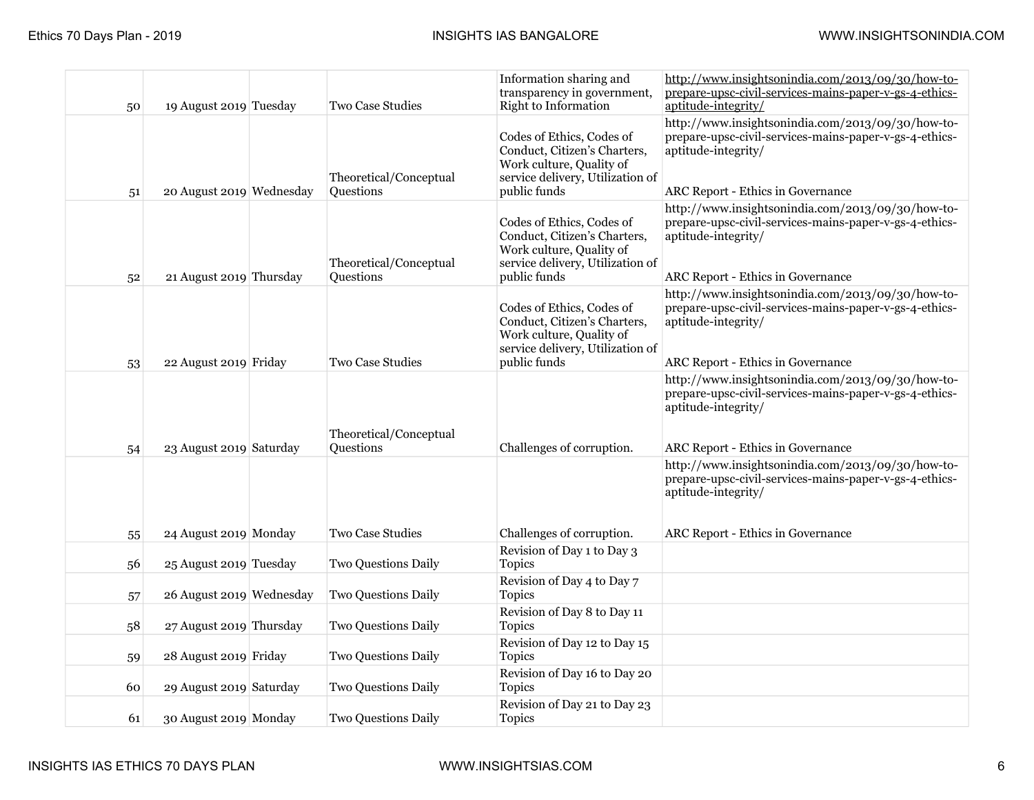|  |  |  |  |  |  |
|---|---|---|---|---|---|
| 50 | 19 August 2019 | Tuesday | Two Case Studies | Information sharing and transparency in government, Right to Information | http://www.insightsonindia.com/2013/09/30/how-to-prepare-upsc-civil-services-mains-paper-v-gs-4-ethics-aptitude-integrity/ |
| 51 | 20 August 2019 | Wednesday | Theoretical/Conceptual Questions | Codes of Ethics, Codes of Conduct, Citizen's Charters, Work culture, Quality of service delivery, Utilization of public funds | http://www.insightsonindia.com/2013/09/30/how-to-prepare-upsc-civil-services-mains-paper-v-gs-4-ethics-aptitude-integrity/ ARC Report - Ethics in Governance |
| 52 | 21 August 2019 | Thursday | Theoretical/Conceptual Questions | Codes of Ethics, Codes of Conduct, Citizen's Charters, Work culture, Quality of service delivery, Utilization of public funds | http://www.insightsonindia.com/2013/09/30/how-to-prepare-upsc-civil-services-mains-paper-v-gs-4-ethics-aptitude-integrity/ ARC Report - Ethics in Governance |
| 53 | 22 August 2019 | Friday | Two Case Studies | Codes of Ethics, Codes of Conduct, Citizen's Charters, Work culture, Quality of service delivery, Utilization of public funds | http://www.insightsonindia.com/2013/09/30/how-to-prepare-upsc-civil-services-mains-paper-v-gs-4-ethics-aptitude-integrity/ ARC Report - Ethics in Governance |
| 54 | 23 August 2019 | Saturday | Theoretical/Conceptual Questions | Challenges of corruption. | http://www.insightsonindia.com/2013/09/30/how-to-prepare-upsc-civil-services-mains-paper-v-gs-4-ethics-aptitude-integrity/ ARC Report - Ethics in Governance |
| 55 | 24 August 2019 | Monday | Two Case Studies | Challenges of corruption. | http://www.insightsonindia.com/2013/09/30/how-to-prepare-upsc-civil-services-mains-paper-v-gs-4-ethics-aptitude-integrity/ ARC Report - Ethics in Governance |
| 56 | 25 August 2019 | Tuesday | Two Questions Daily | Revision of Day 1 to Day 3 Topics |  |
| 57 | 26 August 2019 | Wednesday | Two Questions Daily | Revision of Day 4 to Day 7 Topics |  |
| 58 | 27 August 2019 | Thursday | Two Questions Daily | Revision of Day 8 to Day 11 Topics |  |
| 59 | 28 August 2019 | Friday | Two Questions Daily | Revision of Day 12 to Day 15 Topics |  |
| 60 | 29 August 2019 | Saturday | Two Questions Daily | Revision of Day 16 to Day 20 Topics |  |
| 61 | 30 August 2019 | Monday | Two Questions Daily | Revision of Day 21 to Day 23 Topics |  |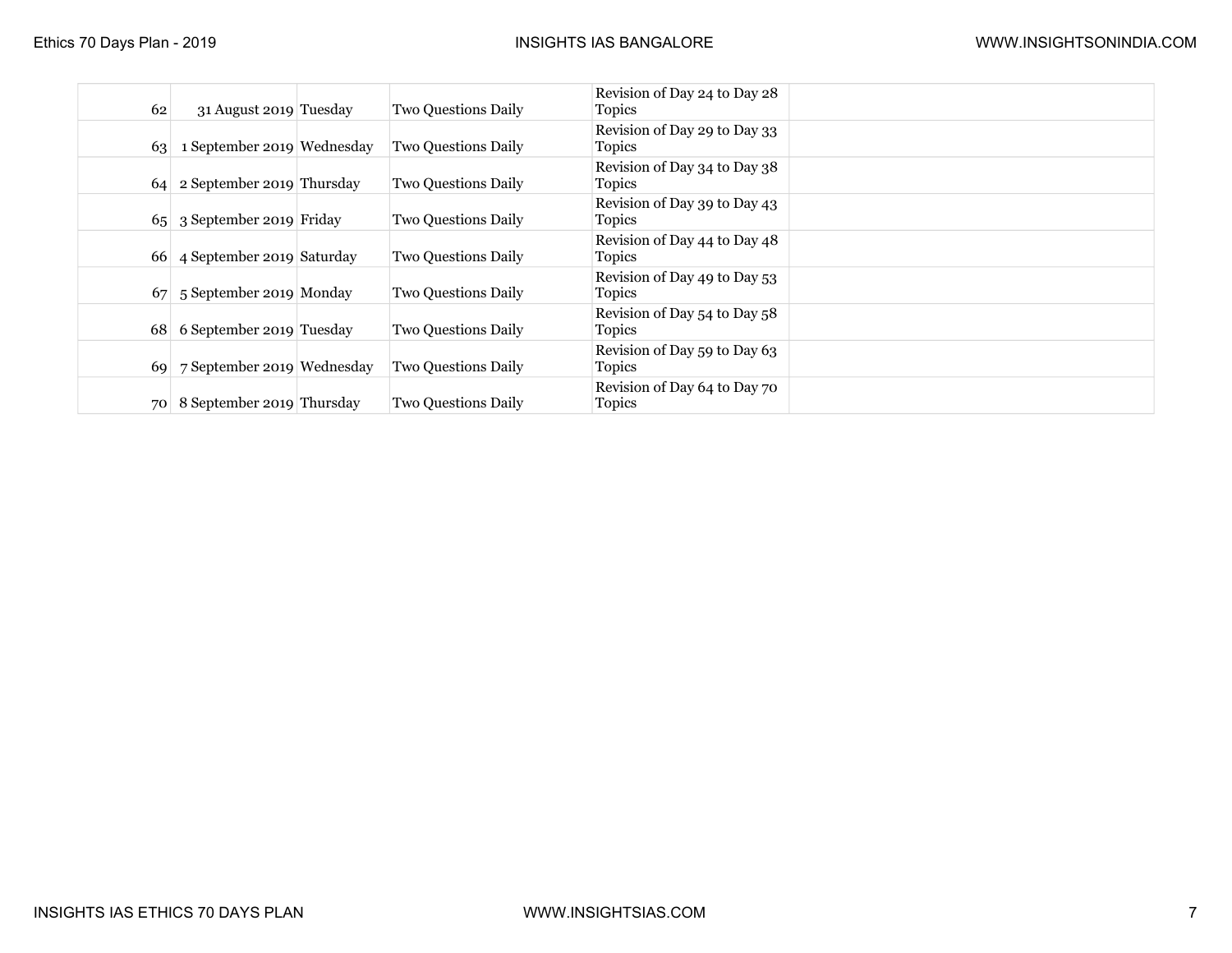| | | | | | |
|---|---|---|---|---|---|
| 62 | 31 August 2019 | Tuesday | Two Questions Daily | Revision of Day 24 to Day 28 Topics | |
| 63 | 1 September 2019 | Wednesday | Two Questions Daily | Revision of Day 29 to Day 33 Topics | |
| 64 | 2 September 2019 | Thursday | Two Questions Daily | Revision of Day 34 to Day 38 Topics | |
| 65 | 3 September 2019 | Friday | Two Questions Daily | Revision of Day 39 to Day 43 Topics | |
| 66 | 4 September 2019 | Saturday | Two Questions Daily | Revision of Day 44 to Day 48 Topics | |
| 67 | 5 September 2019 | Monday | Two Questions Daily | Revision of Day 49 to Day 53 Topics | |
| 68 | 6 September 2019 | Tuesday | Two Questions Daily | Revision of Day 54 to Day 58 Topics | |
| 69 | 7 September 2019 | Wednesday | Two Questions Daily | Revision of Day 59 to Day 63 Topics | |
| 70 | 8 September 2019 | Thursday | Two Questions Daily | Revision of Day 64 to Day 70 Topics | |